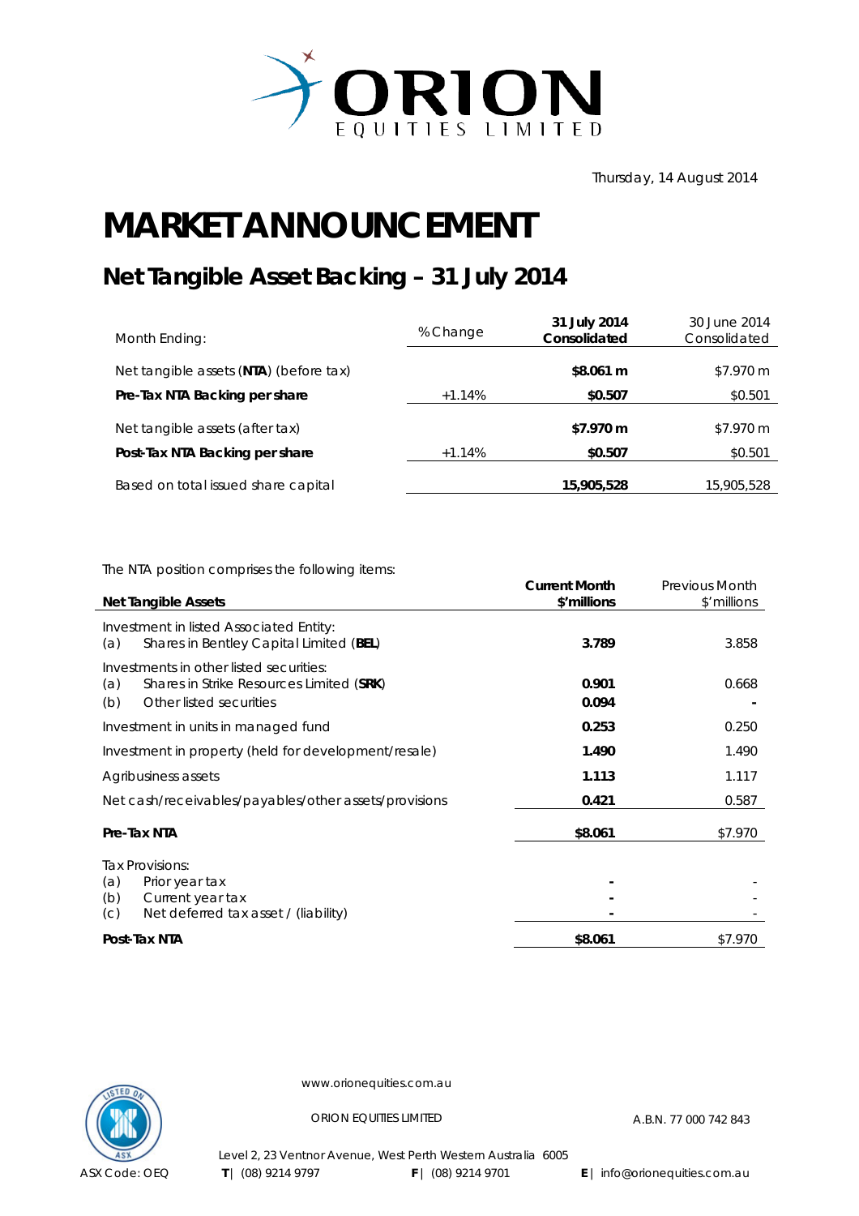ORION EQUITIES LIMITED

Thursday, 14 August 2014

# MARKET ANNOUNCEMENT

## Net Tangible Asset Backing – 31 July 2014

| Month Ending: | % Change | **31 July 2014 Consolidated** | 30 June 2014 Consolidated |
|---|---|---|---|
| Net tangible assets (**NTA**) (before tax) | | **$8.061 m** | $7.970 m |
| **Pre-Tax NTA Backing per share** | +1.14% | **$0.507** | $0.501 |
| Net tangible assets (after tax) | | **$7.970 m** | $7.970 m |
| **Post-Tax NTA Backing per share** | +1.14% | **$0.507** | $0.501 |
| Based on total issued share capital | | **15,905,528** | 15,905,528 |

The NTA position comprises the following items:

| **Net Tangible Assets** | **Current Month $'millions** | Previous Month $'millions |
|---|---|---|
| Investment in listed Associated Entity: | | |
| (a) Shares in Bentley Capital Limited (**BEL**) | **3.789** | 3.858 |
| Investments in other listed securities: | | |
| (a) Shares in Strike Resources Limited (**SRK**) | **0.901** | 0.668 |
| (b) Other listed securities | **0.094** | - |
| Investment in units in managed fund | **0.253** | 0.250 |
| Investment in property (held for development/resale) | **1.490** | 1.490 |
| Agribusiness assets | **1.113** | 1.117 |
| Net cash/receivables/payables/other assets/provisions | **0.421** | 0.587 |
| **Pre-Tax NTA** | **$8.061** | $7.970 |
| Tax Provisions: | | |
| (a) Prior year tax | **-** | - |
| (b) Current year tax | **-** | - |
| (c) Net deferred tax asset / (liability) | **-** | - |
| **Post-Tax NTA** | **$8.061** | $7.970 |

www.orionequities.com.au

ORION EQUITIES LIMITED A.B.N. 77 000 742 843

Level 2, 23 Ventnor Avenue, West Perth Western Australia 6005

ASX Code: OEQ **T** | (08) 9214 9797 **F** | (08) 9214 9701 **E** | info@orionequities.com.au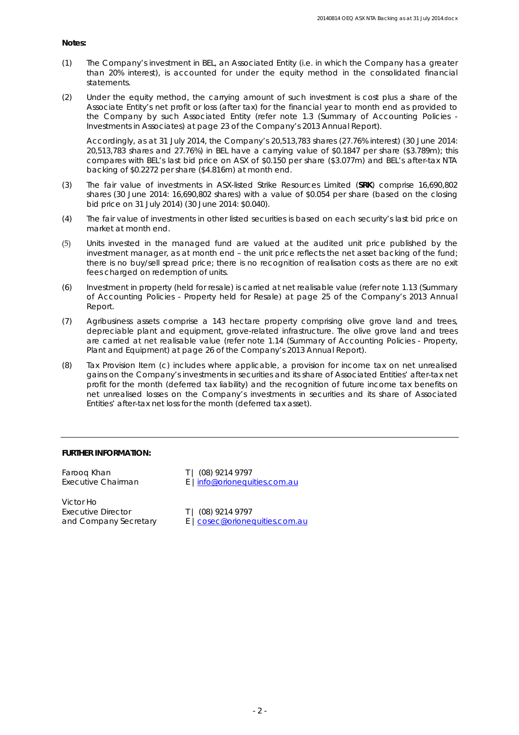**Notes:**

(1) The Company's investment in BEL, an Associated Entity (i.e. in which the Company has a greater than 20% interest), is accounted for under the equity method in the consolidated financial statements.

(2) Under the equity method, the carrying amount of such investment is cost plus a share of the Associate Entity's net profit or loss (after tax) for the financial year to month end as provided to the Company by such Associated Entity (refer note 1.3 (Summary of Accounting Policies - Investments in Associates) at page 23 of the Company's 2013 Annual Report).

Accordingly, as at 31 July 2014, the Company's 20,513,783 shares (27.76% interest) (30 June 2014: 20,513,783 shares and 27.76%) in BEL have a carrying value of $0.1847 per share ($3.789m); this compares with BEL's last bid price on ASX of $0.150 per share ($3.077m) and BEL's after-tax NTA backing of $0.2272 per share ($4.816m) at month end.

(3) The fair value of investments in ASX-listed Strike Resources Limited (**SRK**) comprise 16,690,802 shares (30 June 2014: 16,690,802 shares) with a value of $0.054 per share (based on the closing bid price on 31 July 2014) (30 June 2014: $0.040).

(4) The fair value of investments in other listed securities is based on each security's last bid price on market at month end.

(5) Units invested in the managed fund are valued at the audited unit price published by the investment manager, as at month end – the unit price reflects the net asset backing of the fund; there is no buy/sell spread price; there is no recognition of realisation costs as there are no exit fees charged on redemption of units.

(6) Investment in property (held for resale) is carried at net realisable value (refer note 1.13 (Summary of Accounting Policies - Property held for Resale) at page 25 of the Company's 2013 Annual Report.

(7) Agribusiness assets comprise a 143 hectare property comprising olive grove land and trees, depreciable plant and equipment, grove-related infrastructure. The olive grove land and trees are carried at net realisable value (refer note 1.14 (Summary of Accounting Policies - Property, Plant and Equipment) at page 26 of the Company's 2013 Annual Report).

(8) Tax Provision Item (c) includes where applicable, a provision for income tax on net unrealised gains on the Company's investments in securities and its share of Associated Entities' after-tax net profit for the month (deferred tax liability) and the recognition of future income tax benefits on net unrealised losses on the Company's investments in securities and its share of Associated Entities' after-tax net loss for the month (deferred tax asset).

---

**FURTHER INFORMATION:**

| | |
|---|---|
| Farooq Khan<br>Executive Chairman | T \| (08) 9214 9797<br>E \| info@orionequities.com.au |
| Victor Ho<br>Executive Director<br>and Company Secretary | T \| (08) 9214 9797<br>E \| cosec@orionequities.com.au |